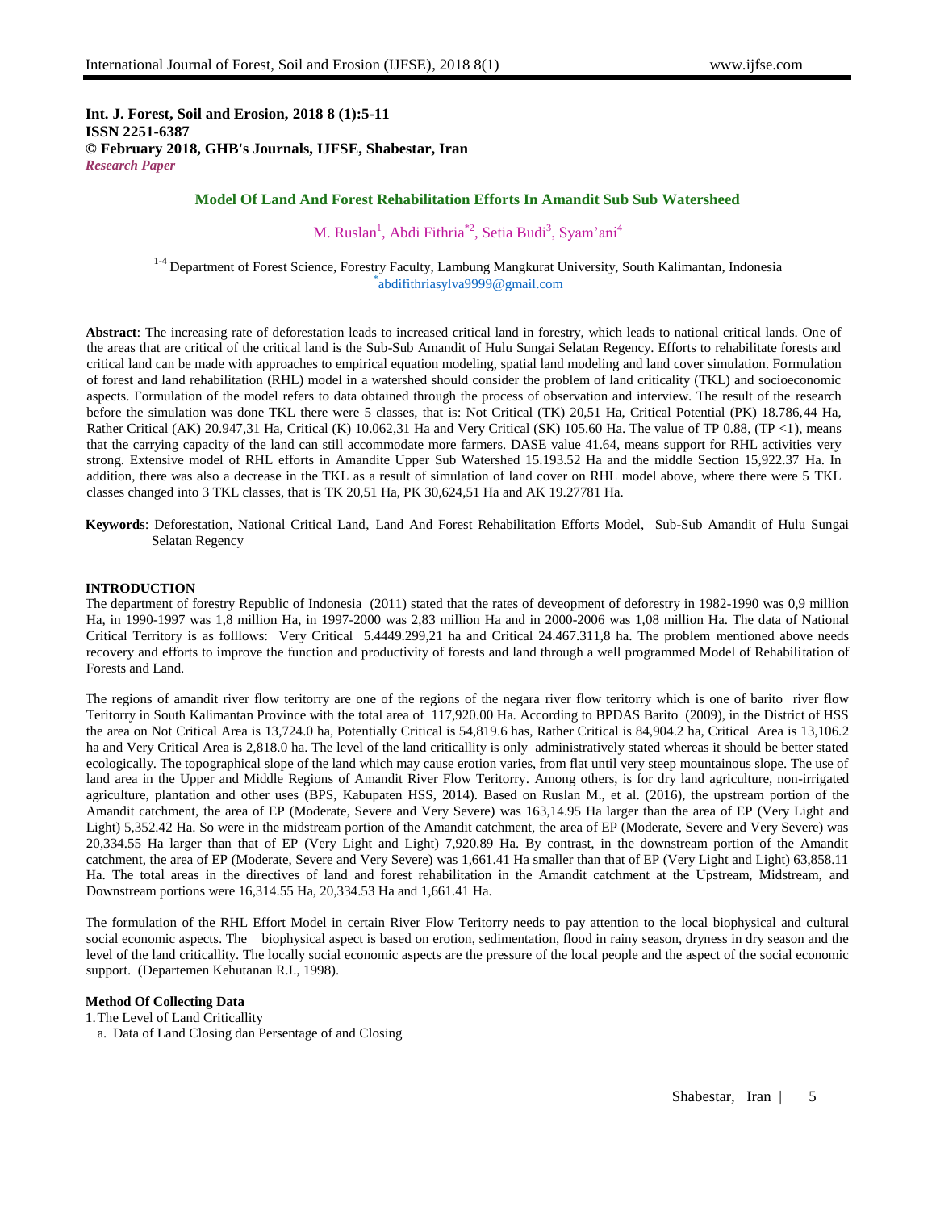**Int. J. Forest, Soil and Erosion, 2018 8 (1):5-11**
**ISSN 2251-6387**
**© February 2018, GHB's Journals, IJFSE, Shabestar, Iran**
*Research Paper*

# Model Of Land And Forest Rehabilitation Efforts In Amandit Sub Sub Watersheed

M. Ruslan[1], Abdi Fithria[*2], Setia Budi[3], Syam'ani[4]

[1-4] Department of Forest Science, Forestry Faculty, Lambung Mangkurat University, South Kalimantan, Indonesia
[*]abdifithriasylva9999@gmail.com

**Abstract**: The increasing rate of deforestation leads to increased critical land in forestry, which leads to national critical lands. One of the areas that are critical of the critical land is the Sub-Sub Amandit of Hulu Sungai Selatan Regency. Efforts to rehabilitate forests and critical land can be made with approaches to empirical equation modeling, spatial land modeling and land cover simulation. Formulation of forest and land rehabilitation (RHL) model in a watershed should consider the problem of land criticality (TKL) and socioeconomic aspects. Formulation of the model refers to data obtained through the process of observation and interview. The result of the research before the simulation was done TKL there were 5 classes, that is: Not Critical (TK) 20,51 Ha, Critical Potential (PK) 18.786,44 Ha, Rather Critical (AK) 20.947,31 Ha, Critical (K) 10.062,31 Ha and Very Critical (SK) 105.60 Ha. The value of TP 0.88, (TP <1), means that the carrying capacity of the land can still accommodate more farmers. DASE value 41.64, means support for RHL activities very strong. Extensive model of RHL efforts in Amandite Upper Sub Watershed 15.193.52 Ha and the middle Section 15,922.37 Ha. In addition, there was also a decrease in the TKL as a result of simulation of land cover on RHL model above, where there were 5 TKL classes changed into 3 TKL classes, that is TK 20,51 Ha, PK 30,624,51 Ha and AK 19.27781 Ha.

**Keywords**: Deforestation, National Critical Land, Land And Forest Rehabilitation Efforts Model, Sub-Sub Amandit of Hulu Sungai Selatan Regency

## INTRODUCTION

The department of forestry Republic of Indonesia (2011) stated that the rates of deveopment of deforestry in 1982-1990 was 0,9 million Ha, in 1990-1997 was 1,8 million Ha, in 1997-2000 was 2,83 million Ha and in 2000-2006 was 1,08 million Ha. The data of National Critical Territory is as folllows: Very Critical 5.4449.299,21 ha and Critical 24.467.311,8 ha. The problem mentioned above needs recovery and efforts to improve the function and productivity of forests and land through a well programmed Model of Rehabilitation of Forests and Land.

The regions of amandit river flow teritorry are one of the regions of the negara river flow teritorry which is one of barito river flow Teritorry in South Kalimantan Province with the total area of 117,920.00 Ha. According to BPDAS Barito (2009), in the District of HSS the area on Not Critical Area is 13,724.0 ha, Potentially Critical is 54,819.6 has, Rather Critical is 84,904.2 ha, Critical Area is 13,106.2 ha and Very Critical Area is 2,818.0 ha. The level of the land criticallity is only administratively stated whereas it should be better stated ecologically. The topographical slope of the land which may cause erotion varies, from flat until very steep mountainous slope. The use of land area in the Upper and Middle Regions of Amandit River Flow Teritorry. Among others, is for dry land agriculture, non-irrigated agriculture, plantation and other uses (BPS, Kabupaten HSS, 2014). Based on Ruslan M., et al. (2016), the upstream portion of the Amandit catchment, the area of EP (Moderate, Severe and Very Severe) was 163,14.95 Ha larger than the area of EP (Very Light and Light) 5,352.42 Ha. So were in the midstream portion of the Amandit catchment, the area of EP (Moderate, Severe and Very Severe) was 20,334.55 Ha larger than that of EP (Very Light and Light) 7,920.89 Ha. By contrast, in the downstream portion of the Amandit catchment, the area of EP (Moderate, Severe and Very Severe) was 1,661.41 Ha smaller than that of EP (Very Light and Light) 63,858.11 Ha. The total areas in the directives of land and forest rehabilitation in the Amandit catchment at the Upstream, Midstream, and Downstream portions were 16,314.55 Ha, 20,334.53 Ha and 1,661.41 Ha.

The formulation of the RHL Effort Model in certain River Flow Teritorry needs to pay attention to the local biophysical and cultural social economic aspects. The biophysical aspect is based on erotion, sedimentation, flood in rainy season, dryness in dry season and the level of the land criticallity. The locally social economic aspects are the pressure of the local people and the aspect of the social economic support. (Departemen Kehutanan R.I., 1998).

### Method Of Collecting Data

1. The Level of Land Criticallity
   a. Data of Land Closing dan Persentage of and Closing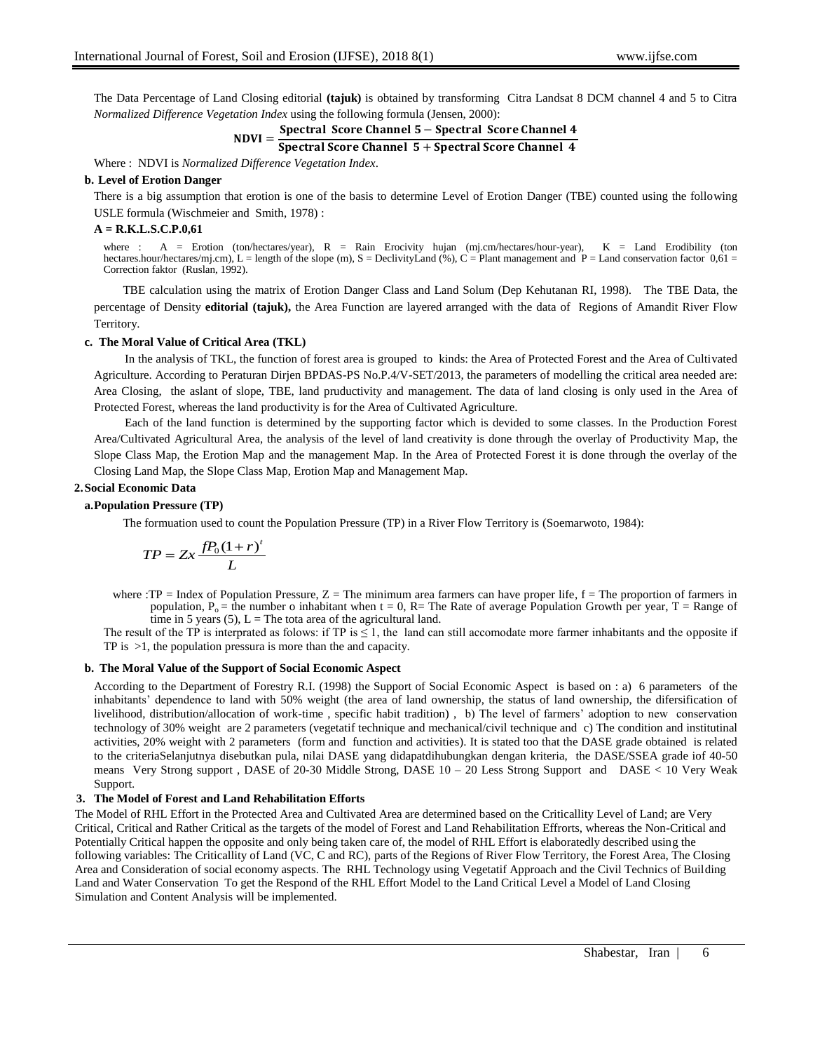The Data Percentage of Land Closing editorial **(tajuk)** is obtained by transforming Citra Landsat 8 DCM channel 4 and 5 to Citra *Normalized Difference Vegetation Index* using the following formula (Jensen, 2000):

$$\mathbf{NDVI} = \frac{\textbf{Spectral Score Channel 5} - \textbf{Spectral Score Channel 4}}{\textbf{Spectral Score Channel 5} + \textbf{Spectral Score Channel 4}}$$

Where : NDVI is *Normalized Difference Vegetation Index*.

### b. Level of Erotion Danger

There is a big assumption that erotion is one of the basis to determine Level of Erotion Danger (TBE) counted using the following USLE formula (Wischmeier and Smith, 1978) :

**A = R.K.L.S.C.P.0,61**

where : A = Erotion (ton/hectares/year), R = Rain Erocivity hujan (mj.cm/hectares/hour-year), K = Land Erodibility (ton hectares.hour/hectares/mj.cm), L = length of the slope (m), S = DeclivityLand (%), C = Plant management and P = Land conservation factor 0,61 = Correction faktor (Ruslan, 1992).

TBE calculation using the matrix of Erotion Danger Class and Land Solum (Dep Kehutanan RI, 1998). The TBE Data, the percentage of Density **editorial (tajuk),** the Area Function are layered arranged with the data of Regions of Amandit River Flow Territory.

### c. The Moral Value of Critical Area (TKL)

In the analysis of TKL, the function of forest area is grouped to kinds: the Area of Protected Forest and the Area of Cultivated Agriculture. According to Peraturan Dirjen BPDAS-PS No.P.4/V-SET/2013, the parameters of modelling the critical area needed are: Area Closing, the aslant of slope, TBE, land pruductivity and management. The data of land closing is only used in the Area of Protected Forest, whereas the land productivity is for the Area of Cultivated Agriculture.

Each of the land function is determined by the supporting factor which is devided to some classes. In the Production Forest Area/Cultivated Agricultural Area, the analysis of the level of land creativity is done through the overlay of Productivity Map, the Slope Class Map, the Erotion Map and the management Map. In the Area of Protected Forest it is done through the overlay of the Closing Land Map, the Slope Class Map, Erotion Map and Management Map.

## 2. Social Economic Data

### a. Population Pressure (TP)

The formuation used to count the Population Pressure (TP) in a River Flow Territory is (Soemarwoto, 1984):

$$TP = Zx\,\frac{fP_0(1+r)^t}{L}$$

where :TP = Index of Population Pressure, Z = The minimum area farmers can have proper life, f = The proportion of farmers in population, $P_o$ = the number o inhabitant when t = 0, R= The Rate of average Population Growth per year, T = Range of time in 5 years (5), L = The tota area of the agricultural land.

The result of the TP is interprated as folows: if TP is ≤ 1, the land can still accomodate more farmer inhabitants and the opposite if TP is >1, the population pressura is more than the and capacity.

### b. The Moral Value of the Support of Social Economic Aspect

According to the Department of Forestry R.I. (1998) the Support of Social Economic Aspect is based on : a) 6 parameters of the inhabitants' dependence to land with 50% weight (the area of land ownership, the status of land ownership, the difersification of livelihood, distribution/allocation of work-time , specific habit tradition) , b) The level of farmers' adoption to new conservation technology of 30% weight are 2 parameters (vegetatif technique and mechanical/civil technique and c) The condition and institutinal activities, 20% weight with 2 parameters (form and function and activities). It is stated too that the DASE grade obtained is related to the criteriaSelanjutnya disebutkan pula, nilai DASE yang didapatdihubungkan dengan kriteria, the DASE/SSEA grade iof 40-50 means Very Strong support , DASE of 20-30 Middle Strong, DASE 10 – 20 Less Strong Support and DASE < 10 Very Weak Support.

## 3. The Model of Forest and Land Rehabilitation Efforts

The Model of RHL Effort in the Protected Area and Cultivated Area are determined based on the Criticallity Level of Land; are Very Critical, Critical and Rather Critical as the targets of the model of Forest and Land Rehabilitation Effrorts, whereas the Non-Critical and Potentially Critical happen the opposite and only being taken care of, the model of RHL Effort is elaboratedly described using the following variables: The Criticallity of Land (VC, C and RC), parts of the Regions of River Flow Territory, the Forest Area, The Closing Area and Consideration of social economy aspects. The RHL Technology using Vegetatif Approach and the Civil Technics of Building Land and Water Conservation To get the Respond of the RHL Effort Model to the Land Critical Level a Model of Land Closing Simulation and Content Analysis will be implemented.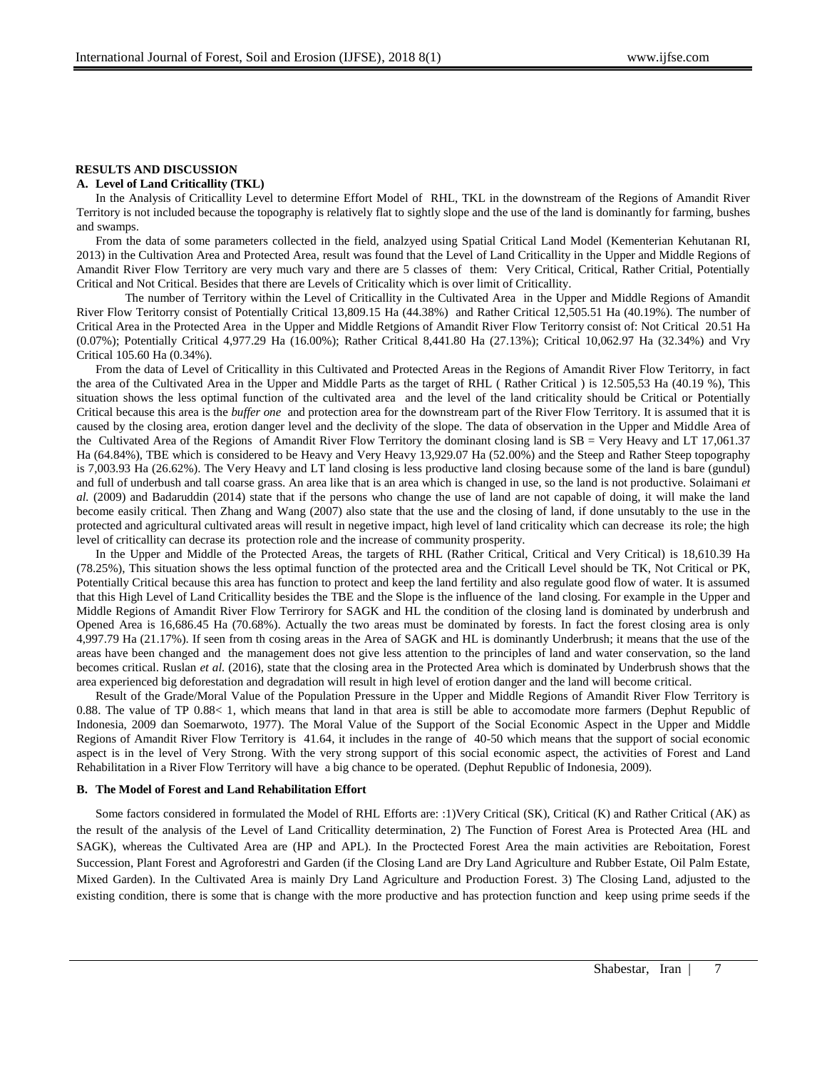**RESULTS AND DISCUSSION**

**A. Level of Land Criticallity (TKL)**

In the Analysis of Criticallity Level to determine Effort Model of RHL, TKL in the downstream of the Regions of Amandit River Territory is not included because the topography is relatively flat to sightly slope and the use of the land is dominantly for farming, bushes and swamps.

From the data of some parameters collected in the field, analzyed using Spatial Critical Land Model (Kementerian Kehutanan RI, 2013) in the Cultivation Area and Protected Area, result was found that the Level of Land Criticallity in the Upper and Middle Regions of Amandit River Flow Territory are very much vary and there are 5 classes of them: Very Critical, Critical, Rather Critial, Potentially Critical and Not Critical. Besides that there are Levels of Criticality which is over limit of Criticallity.

The number of Territory within the Level of Criticallity in the Cultivated Area in the Upper and Middle Regions of Amandit River Flow Teritorry consist of Potentially Critical 13,809.15 Ha (44.38%) and Rather Critical 12,505.51 Ha (40.19%). The number of Critical Area in the Protected Area in the Upper and Middle Retgions of Amandit River Flow Teritorry consist of: Not Critical 20.51 Ha (0.07%); Potentially Critical 4,977.29 Ha (16.00%); Rather Critical 8,441.80 Ha (27.13%); Critical 10,062.97 Ha (32.34%) and Vry Critical 105.60 Ha (0.34%).

From the data of Level of Criticallity in this Cultivated and Protected Areas in the Regions of Amandit River Flow Teritorry, in fact the area of the Cultivated Area in the Upper and Middle Parts as the target of RHL ( Rather Critical ) is 12.505,53 Ha (40.19 %), This situation shows the less optimal function of the cultivated area and the level of the land criticality should be Critical or Potentially Critical because this area is the *buffer one* and protection area for the downstream part of the River Flow Territory. It is assumed that it is caused by the closing area, erotion danger level and the declivity of the slope. The data of observation in the Upper and Middle Area of the Cultivated Area of the Regions of Amandit River Flow Territory the dominant closing land is SB = Very Heavy and LT 17,061.37 Ha (64.84%), TBE which is considered to be Heavy and Very Heavy 13,929.07 Ha (52.00%) and the Steep and Rather Steep topography is 7,003.93 Ha (26.62%). The Very Heavy and LT land closing is less productive land closing because some of the land is bare (gundul) and full of underbush and tall coarse grass. An area like that is an area which is changed in use, so the land is not productive. Solaimani *et al.* (2009) and Badaruddin (2014) state that if the persons who change the use of land are not capable of doing, it will make the land become easily critical. Then Zhang and Wang (2007) also state that the use and the closing of land, if done unsutably to the use in the protected and agricultural cultivated areas will result in negetive impact, high level of land criticality which can decrease its role; the high level of criticallity can decrase its protection role and the increase of community prosperity.

In the Upper and Middle of the Protected Areas, the targets of RHL (Rather Critical, Critical and Very Critical) is 18,610.39 Ha (78.25%), This situation shows the less optimal function of the protected area and the Criticall Level should be TK, Not Critical or PK, Potentially Critical because this area has function to protect and keep the land fertility and also regulate good flow of water. It is assumed that this High Level of Land Criticallity besides the TBE and the Slope is the influence of the land closing. For example in the Upper and Middle Regions of Amandit River Flow Terrirory for SAGK and HL the condition of the closing land is dominated by underbrush and Opened Area is 16,686.45 Ha (70.68%). Actually the two areas must be dominated by forests. In fact the forest closing area is only 4,997.79 Ha (21.17%). If seen from th cosing areas in the Area of SAGK and HL is dominantly Underbrush; it means that the use of the areas have been changed and the management does not give less attention to the principles of land and water conservation, so the land becomes critical. Ruslan *et al.* (2016), state that the closing area in the Protected Area which is dominated by Underbrush shows that the area experienced big deforestation and degradation will result in high level of erotion danger and the land will become critical.

Result of the Grade/Moral Value of the Population Pressure in the Upper and Middle Regions of Amandit River Flow Territory is 0.88. The value of TP 0.88< 1, which means that land in that area is still be able to accomodate more farmers (Dephut Republic of Indonesia, 2009 dan Soemarwoto, 1977). The Moral Value of the Support of the Social Economic Aspect in the Upper and Middle Regions of Amandit River Flow Territory is 41.64, it includes in the range of 40-50 which means that the support of social economic aspect is in the level of Very Strong. With the very strong support of this social economic aspect, the activities of Forest and Land Rehabilitation in a River Flow Territory will have a big chance to be operated. (Dephut Republic of Indonesia, 2009).

**B. The Model of Forest and Land Rehabilitation Effort**

Some factors considered in formulated the Model of RHL Efforts are: :1)Very Critical (SK), Critical (K) and Rather Critical (AK) as the result of the analysis of the Level of Land Criticallity determination, 2) The Function of Forest Area is Protected Area (HL and SAGK), whereas the Cultivated Area are (HP and APL). In the Proctected Forest Area the main activities are Reboitation, Forest Succession, Plant Forest and Agroforestri and Garden (if the Closing Land are Dry Land Agriculture and Rubber Estate, Oil Palm Estate, Mixed Garden). In the Cultivated Area is mainly Dry Land Agriculture and Production Forest. 3) The Closing Land, adjusted to the existing condition, there is some that is change with the more productive and has protection function and keep using prime seeds if the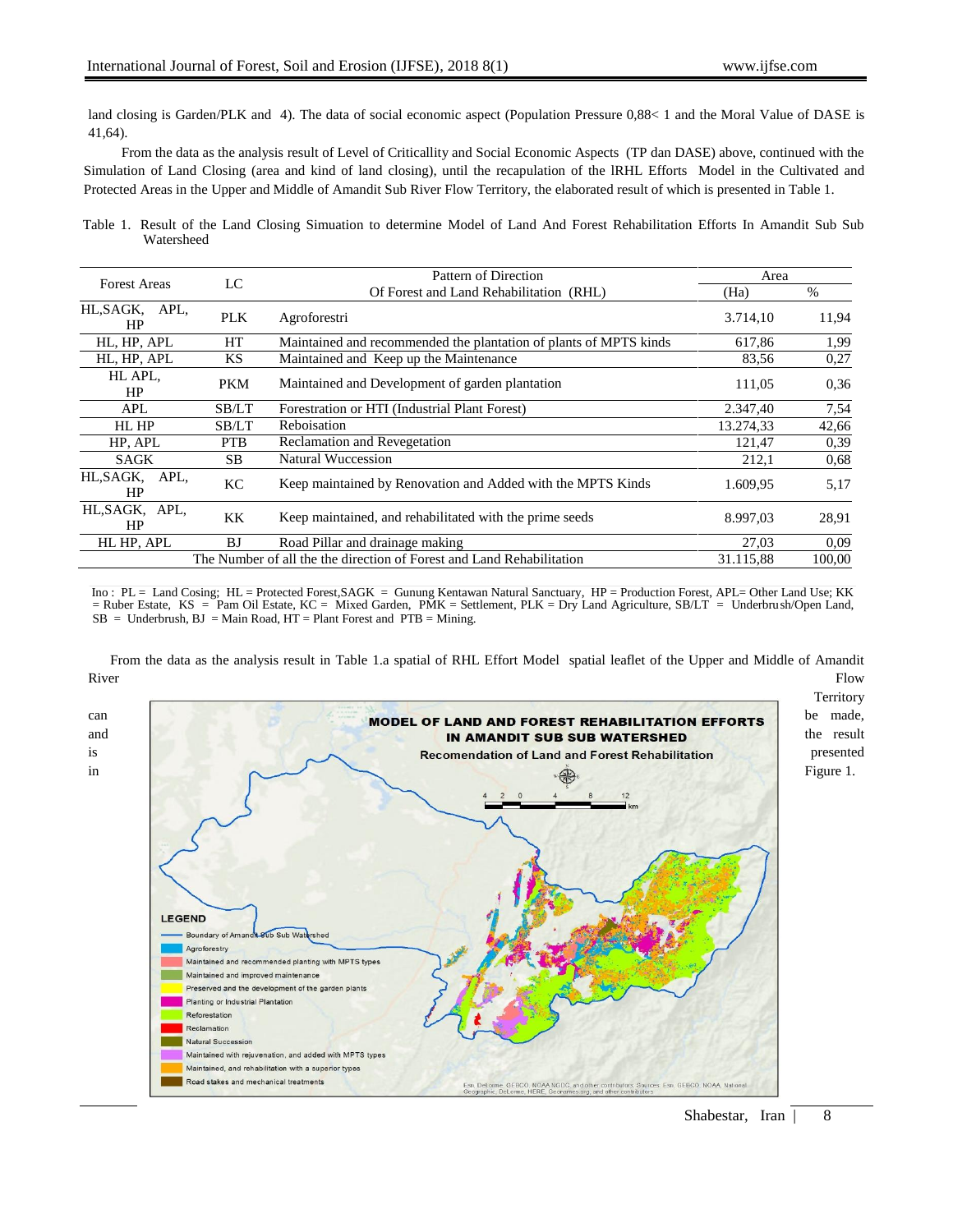land closing is Garden/PLK and 4). The data of social economic aspect (Population Pressure 0,88< 1 and the Moral Value of DASE is 41,64).

From the data as the analysis result of Level of Criticallity and Social Economic Aspects (TP dan DASE) above, continued with the Simulation of Land Closing (area and kind of land closing), until the recapulation of the lRHL Efforts Model in the Cultivated and Protected Areas in the Upper and Middle of Amandit Sub River Flow Territory, the elaborated result of which is presented in Table 1.

Table 1. Result of the Land Closing Simuation to determine Model of Land And Forest Rehabilitation Efforts In Amandit Sub Sub Watersheed

| Forest Areas | LC | Pattern of Direction Of Forest and Land Rehabilitation (RHL) | Area | |
|---|---|---|---|---|
| | | | (Ha) | % |
| HL,SAGK, APL, HP | PLK | Agroforestri | 3.714,10 | 11,94 |
| HL, HP, APL | HT | Maintained and recommended the plantation of plants of MPTS kinds | 617,86 | 1,99 |
| HL, HP, APL | KS | Maintained and Keep up the Maintenance | 83,56 | 0,27 |
| HL APL, HP | PKM | Maintained and Development of garden plantation | 111,05 | 0,36 |
| APL | SB/LT | Forestration or HTI (Industrial Plant Forest) | 2.347,40 | 7,54 |
| HL HP | SB/LT | Reboisation | 13.274,33 | 42,66 |
| HP, APL | PTB | Reclamation and Revegetation | 121,47 | 0,39 |
| SAGK | SB | Natural Wuccession | 212,1 | 0,68 |
| HL,SAGK, APL, HP | KC | Keep maintained by Renovation and Added with the MPTS Kinds | 1.609,95 | 5,17 |
| HL,SAGK, APL, HP | KK | Keep maintained, and rehabilitated with the prime seeds | 8.997,03 | 28,91 |
| HL HP, APL | BJ | Road Pillar and drainage making | 27,03 | 0,09 |
| The Number of all the the direction of Forest and Land Rehabilitation | | | 31.115,88 | 100,00 |

Ino : PL = Land Cosing; HL = Protected Forest,SAGK = Gunung Kentawan Natural Sanctuary, HP = Production Forest, APL= Other Land Use; KK = Ruber Estate, KS = Pam Oil Estate, KC = Mixed Garden, PMK = Settlement, PLK = Dry Land Agriculture, SB/LT = Underbrush/Open Land, SB = Underbrush, BJ = Main Road, HT = Plant Forest and PTB = Mining.

From the data as the analysis result in Table 1.a spatial of RHL Effort Model spatial leaflet of the Upper and Middle of Amandit River Flow Territory can be made, and the result is presented in Figure 1.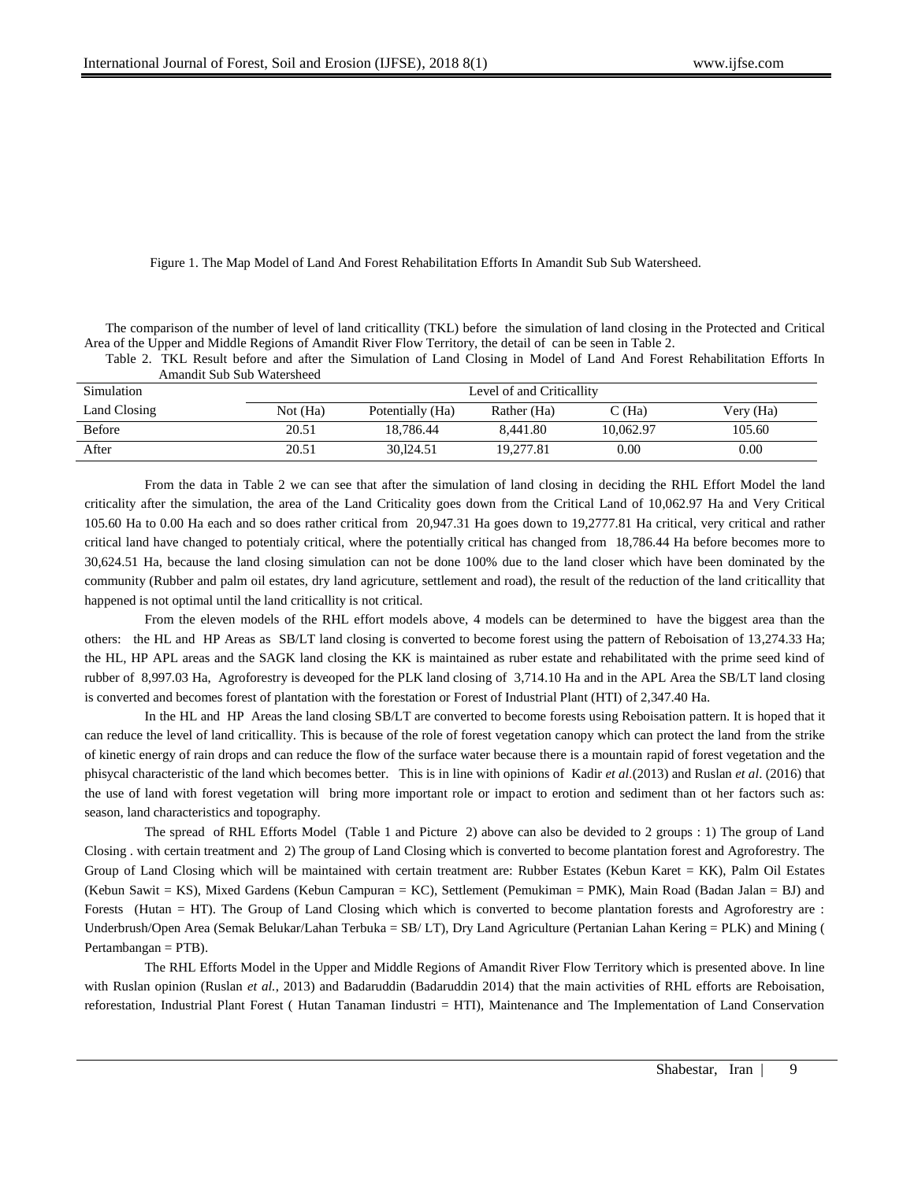Figure 1. The Map Model of Land And Forest Rehabilitation Efforts In Amandit Sub Sub Watersheed.

The comparison of the number of level of land criticallity (TKL) before the simulation of land closing in the Protected and Critical Area of the Upper and Middle Regions of Amandit River Flow Territory, the detail of can be seen in Table 2.

Table 2. TKL Result before and after the Simulation of Land Closing in Model of Land And Forest Rehabilitation Efforts In Amandit Sub Sub Watersheed

| Simulation | Level of and Criticallity | | | | |
|---|---|---|---|---|---|
| Land Closing | Not (Ha) | Potentially (Ha) | Rather (Ha) | C (Ha) | Very (Ha) |
| Before | 20.51 | 18,786.44 | 8,441.80 | 10,062.97 | 105.60 |
| After | 20.51 | 30,l24.51 | 19,277.81 | 0.00 | 0.00 |

From the data in Table 2 we can see that after the simulation of land closing in deciding the RHL Effort Model the land criticality after the simulation, the area of the Land Criticality goes down from the Critical Land of 10,062.97 Ha and Very Critical 105.60 Ha to 0.00 Ha each and so does rather critical from 20,947.31 Ha goes down to 19,2777.81 Ha critical, very critical and rather critical land have changed to potentialy critical, where the potentially critical has changed from 18,786.44 Ha before becomes more to 30,624.51 Ha, because the land closing simulation can not be done 100% due to the land closer which have been dominated by the community (Rubber and palm oil estates, dry land agricuture, settlement and road), the result of the reduction of the land criticallity that happened is not optimal until the land criticallity is not critical.

From the eleven models of the RHL effort models above, 4 models can be determined to have the biggest area than the others: the HL and HP Areas as SB/LT land closing is converted to become forest using the pattern of Reboisation of 13,274.33 Ha; the HL, HP APL areas and the SAGK land closing the KK is maintained as ruber estate and rehabilitated with the prime seed kind of rubber of 8,997.03 Ha, Agroforestry is deveoped for the PLK land closing of 3,714.10 Ha and in the APL Area the SB/LT land closing is converted and becomes forest of plantation with the forestation or Forest of Industrial Plant (HTI) of 2,347.40 Ha.

In the HL and HP Areas the land closing SB/LT are converted to become forests using Reboisation pattern. It is hoped that it can reduce the level of land criticallity. This is because of the role of forest vegetation canopy which can protect the land from the strike of kinetic energy of rain drops and can reduce the flow of the surface water because there is a mountain rapid of forest vegetation and the phisycal characteristic of the land which becomes better. This is in line with opinions of Kadir *et al*.(2013) and Ruslan *et al*. (2016) that the use of land with forest vegetation will bring more important role or impact to erotion and sediment than ot her factors such as: season, land characteristics and topography.

The spread of RHL Efforts Model (Table 1 and Picture 2) above can also be devided to 2 groups : 1) The group of Land Closing . with certain treatment and 2) The group of Land Closing which is converted to become plantation forest and Agroforestry. The Group of Land Closing which will be maintained with certain treatment are: Rubber Estates (Kebun Karet = KK), Palm Oil Estates (Kebun Sawit = KS), Mixed Gardens (Kebun Campuran = KC), Settlement (Pemukiman = PMK), Main Road (Badan Jalan = BJ) and Forests (Hutan = HT). The Group of Land Closing which which is converted to become plantation forests and Agroforestry are : Underbrush/Open Area (Semak Belukar/Lahan Terbuka = SB/ LT), Dry Land Agriculture (Pertanian Lahan Kering = PLK) and Mining ( Pertambangan = PTB).

The RHL Efforts Model in the Upper and Middle Regions of Amandit River Flow Territory which is presented above. In line with Ruslan opinion (Ruslan *et al.*, 2013) and Badaruddin (Badaruddin 2014) that the main activities of RHL efforts are Reboisation, reforestation, Industrial Plant Forest ( Hutan Tanaman Iindustri = HTI), Maintenance and The Implementation of Land Conservation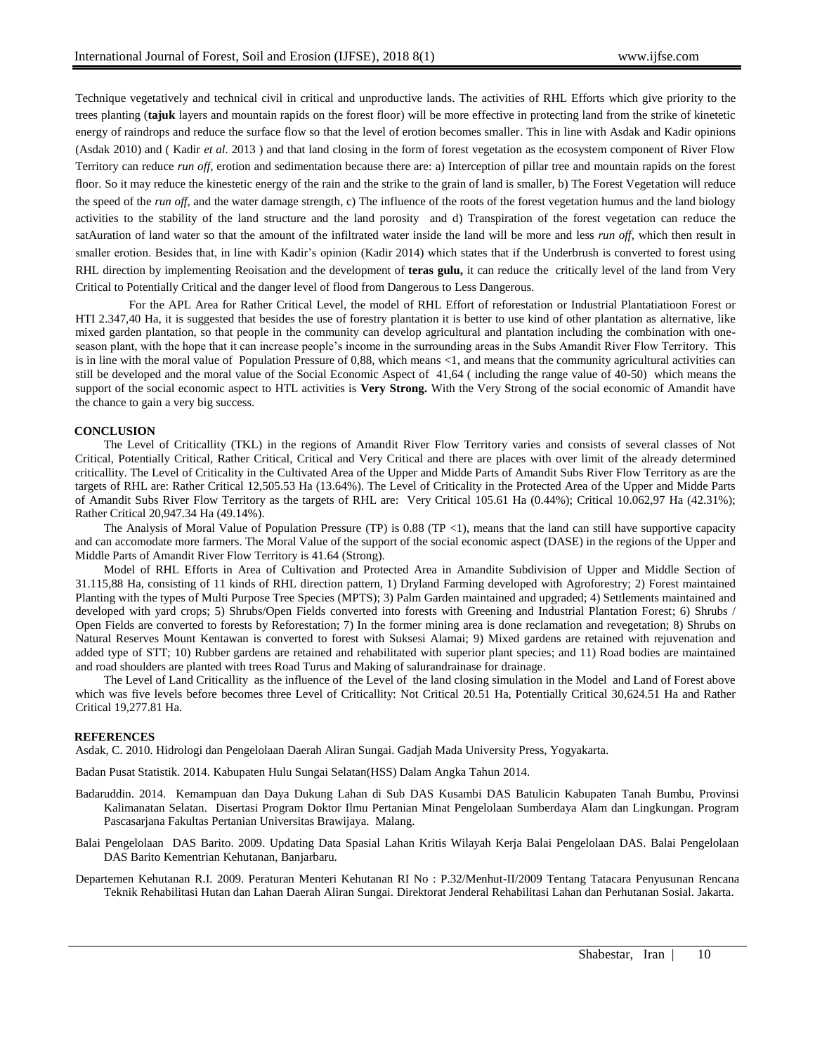Technique vegetatively and technical civil in critical and unproductive lands. The activities of RHL Efforts which give priority to the trees planting (**tajuk** layers and mountain rapids on the forest floor) will be more effective in protecting land from the strike of kinetetic energy of raindrops and reduce the surface flow so that the level of erotion becomes smaller. This in line with Asdak and Kadir opinions (Asdak 2010) and ( Kadir *et al*. 2013 ) and that land closing in the form of forest vegetation as the ecosystem component of River Flow Territory can reduce *run off*, erotion and sedimentation because there are: a) Interception of pillar tree and mountain rapids on the forest floor. So it may reduce the kinestetic energy of the rain and the strike to the grain of land is smaller, b) The Forest Vegetation will reduce the speed of the *run off*, and the water damage strength, c) The influence of the roots of the forest vegetation humus and the land biology activities to the stability of the land structure and the land porosity and d) Transpiration of the forest vegetation can reduce the satAuration of land water so that the amount of the infiltrated water inside the land will be more and less *run off*, which then result in smaller erotion. Besides that, in line with Kadir's opinion (Kadir 2014) which states that if the Underbrush is converted to forest using RHL direction by implementing Reoisation and the development of **teras gulu,** it can reduce the critically level of the land from Very Critical to Potentially Critical and the danger level of flood from Dangerous to Less Dangerous.

For the APL Area for Rather Critical Level, the model of RHL Effort of reforestation or Industrial Plantatiatioon Forest or HTI 2.347,40 Ha, it is suggested that besides the use of forestry plantation it is better to use kind of other plantation as alternative, like mixed garden plantation, so that people in the community can develop agricultural and plantation including the combination with one-season plant, with the hope that it can increase people's income in the surrounding areas in the Subs Amandit River Flow Territory. This is in line with the moral value of Population Pressure of 0,88, which means <1, and means that the community agricultural activities can still be developed and the moral value of the Social Economic Aspect of 41,64 ( including the range value of 40-50) which means the support of the social economic aspect to HTL activities is **Very Strong.** With the Very Strong of the social economic of Amandit have the chance to gain a very big success.

## CONCLUSION

The Level of Criticallity (TKL) in the regions of Amandit River Flow Territory varies and consists of several classes of Not Critical, Potentially Critical, Rather Critical, Critical and Very Critical and there are places with over limit of the already determined criticallity. The Level of Criticality in the Cultivated Area of the Upper and Midde Parts of Amandit Subs River Flow Territory as are the targets of RHL are: Rather Critical 12,505.53 Ha (13.64%). The Level of Criticality in the Protected Area of the Upper and Midde Parts of Amandit Subs River Flow Territory as the targets of RHL are: Very Critical 105.61 Ha (0.44%); Critical 10.062,97 Ha (42.31%); Rather Critical 20,947.34 Ha (49.14%).

The Analysis of Moral Value of Population Pressure (TP) is 0.88 (TP <1), means that the land can still have supportive capacity and can accomodate more farmers. The Moral Value of the support of the social economic aspect (DASE) in the regions of the Upper and Middle Parts of Amandit River Flow Territory is 41.64 (Strong).

Model of RHL Efforts in Area of Cultivation and Protected Area in Amandite Subdivision of Upper and Middle Section of 31.115,88 Ha, consisting of 11 kinds of RHL direction pattern, 1) Dryland Farming developed with Agroforestry; 2) Forest maintained Planting with the types of Multi Purpose Tree Species (MPTS); 3) Palm Garden maintained and upgraded; 4) Settlements maintained and developed with yard crops; 5) Shrubs/Open Fields converted into forests with Greening and Industrial Plantation Forest; 6) Shrubs / Open Fields are converted to forests by Reforestation; 7) In the former mining area is done reclamation and revegetation; 8) Shrubs on Natural Reserves Mount Kentawan is converted to forest with Suksesi Alamai; 9) Mixed gardens are retained with rejuvenation and added type of STT; 10) Rubber gardens are retained and rehabilitated with superior plant species; and 11) Road bodies are maintained and road shoulders are planted with trees Road Turus and Making of salurandrainase for drainage.

The Level of Land Criticallity as the influence of the Level of the land closing simulation in the Model and Land of Forest above which was five levels before becomes three Level of Criticallity: Not Critical 20.51 Ha, Potentially Critical 30,624.51 Ha and Rather Critical 19,277.81 Ha.

## REFERENCES

Asdak, C. 2010. Hidrologi dan Pengelolaan Daerah Aliran Sungai. Gadjah Mada University Press, Yogyakarta.

Badan Pusat Statistik. 2014. Kabupaten Hulu Sungai Selatan(HSS) Dalam Angka Tahun 2014.

Badaruddin. 2014. Kemampuan dan Daya Dukung Lahan di Sub DAS Kusambi DAS Batulicin Kabupaten Tanah Bumbu, Provinsi Kalimanatan Selatan. Disertasi Program Doktor Ilmu Pertanian Minat Pengelolaan Sumberdaya Alam dan Lingkungan. Program Pascasarjana Fakultas Pertanian Universitas Brawijaya. Malang.

Balai Pengelolaan DAS Barito. 2009. Updating Data Spasial Lahan Kritis Wilayah Kerja Balai Pengelolaan DAS. Balai Pengelolaan DAS Barito Kementrian Kehutanan, Banjarbaru.

Departemen Kehutanan R.I. 2009. Peraturan Menteri Kehutanan RI No : P.32/Menhut-II/2009 Tentang Tatacara Penyusunan Rencana Teknik Rehabilitasi Hutan dan Lahan Daerah Aliran Sungai. Direktorat Jenderal Rehabilitasi Lahan dan Perhutanan Sosial. Jakarta.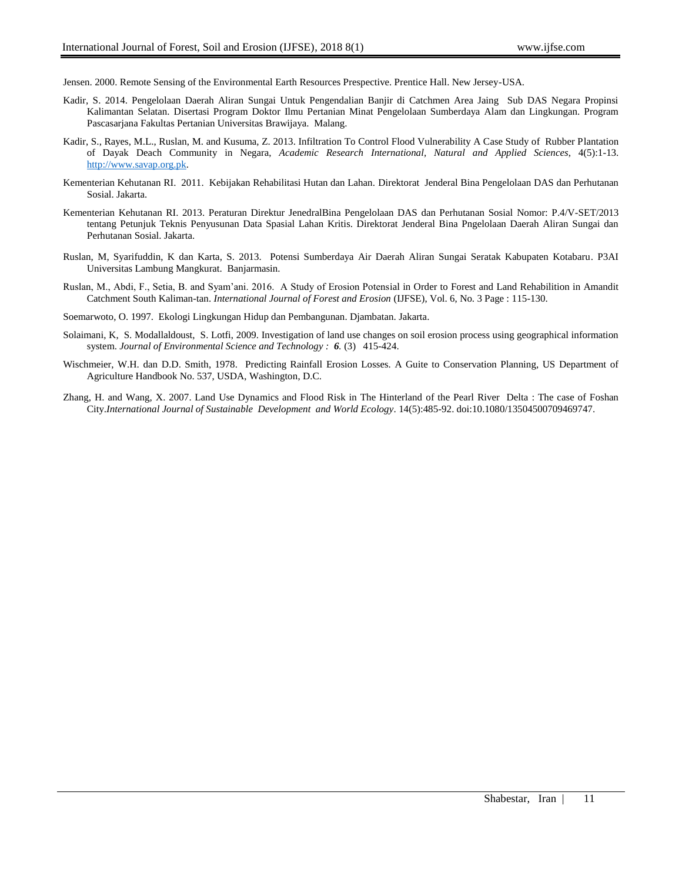Jensen. 2000. Remote Sensing of the Environmental Earth Resources Prespective. Prentice Hall. New Jersey-USA.

Kadir, S. 2014. Pengelolaan Daerah Aliran Sungai Untuk Pengendalian Banjir di Catchmen Area Jaing Sub DAS Negara Propinsi Kalimantan Selatan. Disertasi Program Doktor Ilmu Pertanian Minat Pengelolaan Sumberdaya Alam dan Lingkungan. Program Pascasarjana Fakultas Pertanian Universitas Brawijaya. Malang.

Kadir, S., Rayes, M.L., Ruslan, M. and Kusuma, Z. 2013. Infiltration To Control Flood Vulnerability A Case Study of Rubber Plantation of Dayak Deach Community in Negara, *Academic Research International, Natural and Applied Sciences*, 4(5):1-13. http://www.savap.org.pk.

Kementerian Kehutanan RI. 2011. Kebijakan Rehabilitasi Hutan dan Lahan. Direktorat Jenderal Bina Pengelolaan DAS dan Perhutanan Sosial. Jakarta.

Kementerian Kehutanan RI. 2013. Peraturan Direktur JenedralBina Pengelolaan DAS dan Perhutanan Sosial Nomor: P.4/V-SET/2013 tentang Petunjuk Teknis Penyusunan Data Spasial Lahan Kritis. Direktorat Jenderal Bina Pngelolaan Daerah Aliran Sungai dan Perhutanan Sosial. Jakarta.

Ruslan, M, Syarifuddin, K dan Karta, S. 2013. Potensi Sumberdaya Air Daerah Aliran Sungai Seratak Kabupaten Kotabaru. P3AI Universitas Lambung Mangkurat. Banjarmasin.

Ruslan, M., Abdi, F., Setia, B. and Syam'ani. 2016. A Study of Erosion Potensial in Order to Forest and Land Rehabilition in Amandit Catchment South Kaliman-tan. *International Journal of Forest and Erosion* (IJFSE), Vol. 6, No. 3 Page : 115-130.

Soemarwoto, O. 1997. Ekologi Lingkungan Hidup dan Pembangunan. Djambatan. Jakarta.

Solaimani, K, S. Modallaldoust, S. Lotfi, 2009. Investigation of land use changes on soil erosion process using geographical information system. *Journal of Environmental Science and Technology : **6**.* (3) 415-424.

Wischmeier, W.H. dan D.D. Smith, 1978. Predicting Rainfall Erosion Losses. A Guite to Conservation Planning, US Department of Agriculture Handbook No. 537, USDA, Washington, D.C.

Zhang, H. and Wang, X. 2007. Land Use Dynamics and Flood Risk in The Hinterland of the Pearl River Delta : The case of Foshan City.*International Journal of Sustainable Development and World Ecology*. 14(5):485-92. doi:10.1080/13504500709469747.